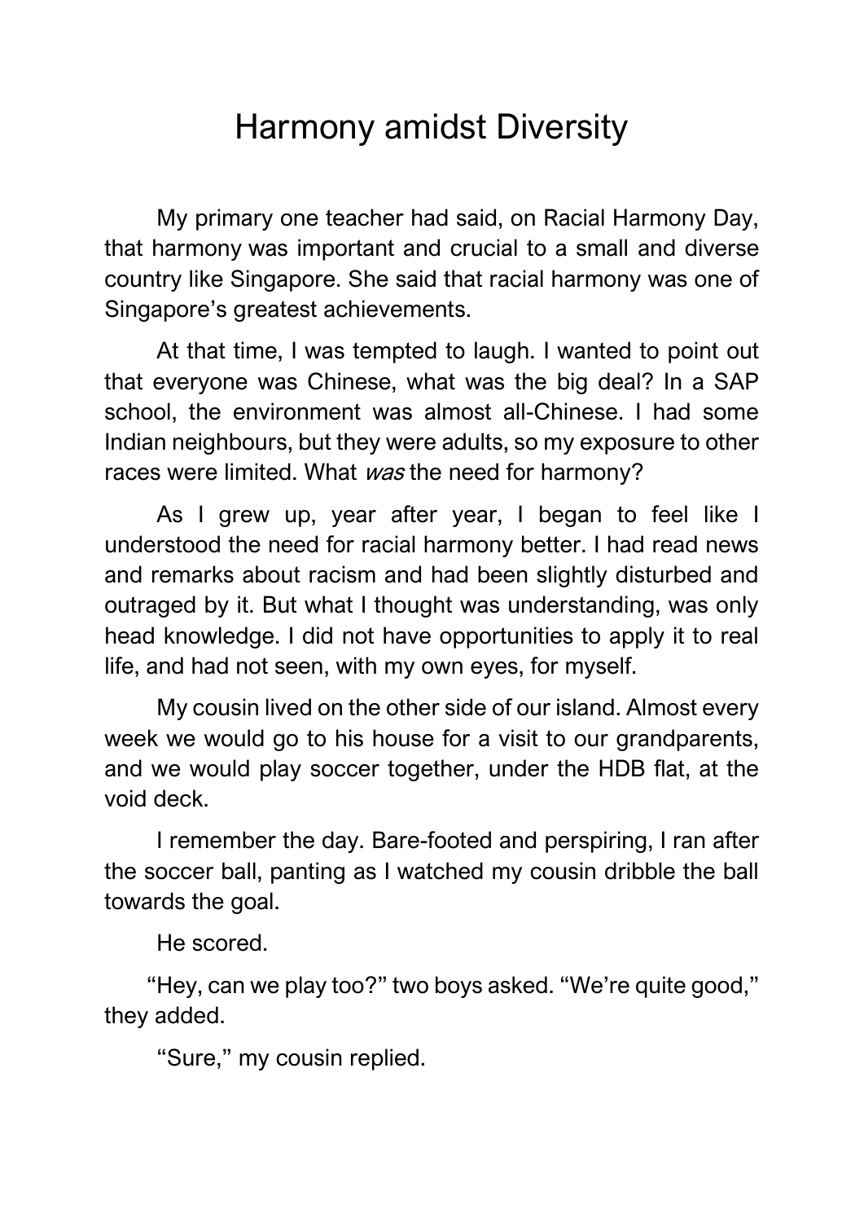# Harmony amidst Diversity

My primary one teacher had said, on Racial Harmony Day, that harmony was important and crucial to a small and diverse country like Singapore. She said that racial harmony was one of Singapore's greatest achievements.

At that time, I was tempted to laugh. I wanted to point out that everyone was Chinese, what was the big deal? In a SAP school, the environment was almost all-Chinese. I had some Indian neighbours, but they were adults, so my exposure to other races were limited. What *was* the need for harmony?

As I grew up, year after year, I began to feel like I understood the need for racial harmony better. I had read news and remarks about racism and had been slightly disturbed and outraged by it. But what I thought was understanding, was only head knowledge. I did not have opportunities to apply it to real life, and had not seen, with my own eyes, for myself.

My cousin lived on the other side of our island. Almost every week we would go to his house for a visit to our grandparents, and we would play soccer together, under the HDB flat, at the void deck.

I remember the day. Bare-footed and perspiring, I ran after the soccer ball, panting as I watched my cousin dribble the ball towards the goal.

He scored.

"Hey, can we play too?" two boys asked. "We're quite good," they added.

"Sure," my cousin replied.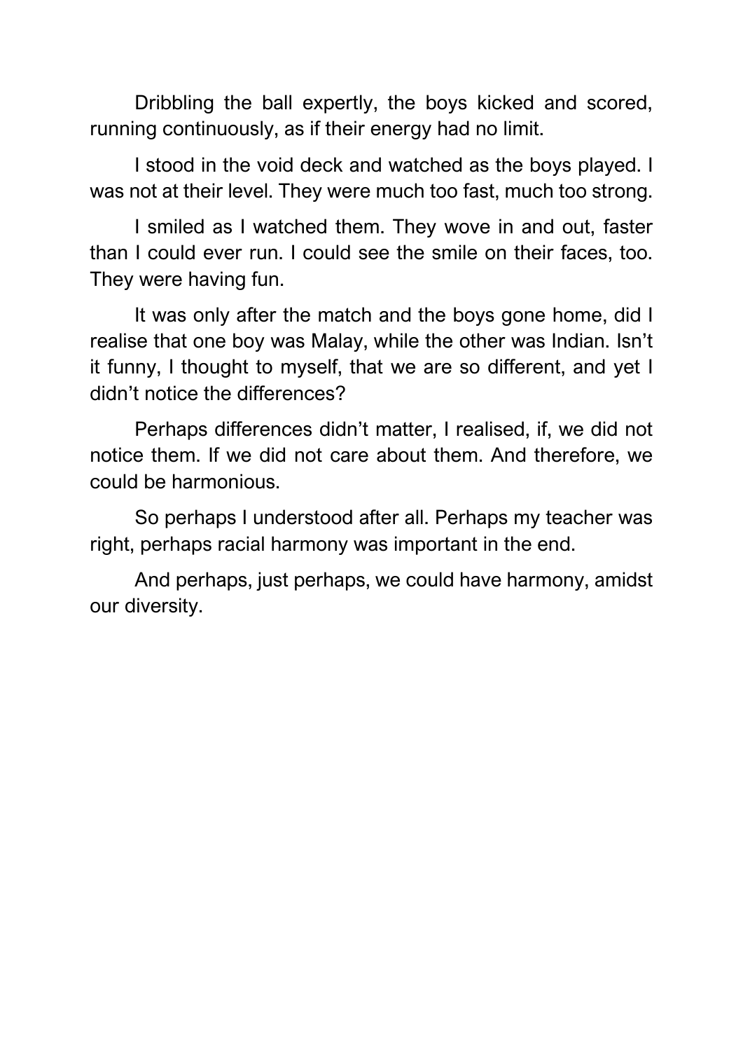Dribbling the ball expertly, the boys kicked and scored, running continuously, as if their energy had no limit.

I stood in the void deck and watched as the boys played. I was not at their level. They were much too fast, much too strong.

I smiled as I watched them. They wove in and out, faster than I could ever run. I could see the smile on their faces, too. They were having fun.

It was only after the match and the boys gone home, did I realise that one boy was Malay, while the other was Indian. Isn't it funny, I thought to myself, that we are so different, and yet I didn't notice the differences?

Perhaps differences didn't matter, I realised, if, we did not notice them. If we did not care about them. And therefore, we could be harmonious.

So perhaps I understood after all. Perhaps my teacher was right, perhaps racial harmony was important in the end.

And perhaps, just perhaps, we could have harmony, amidst our diversity.